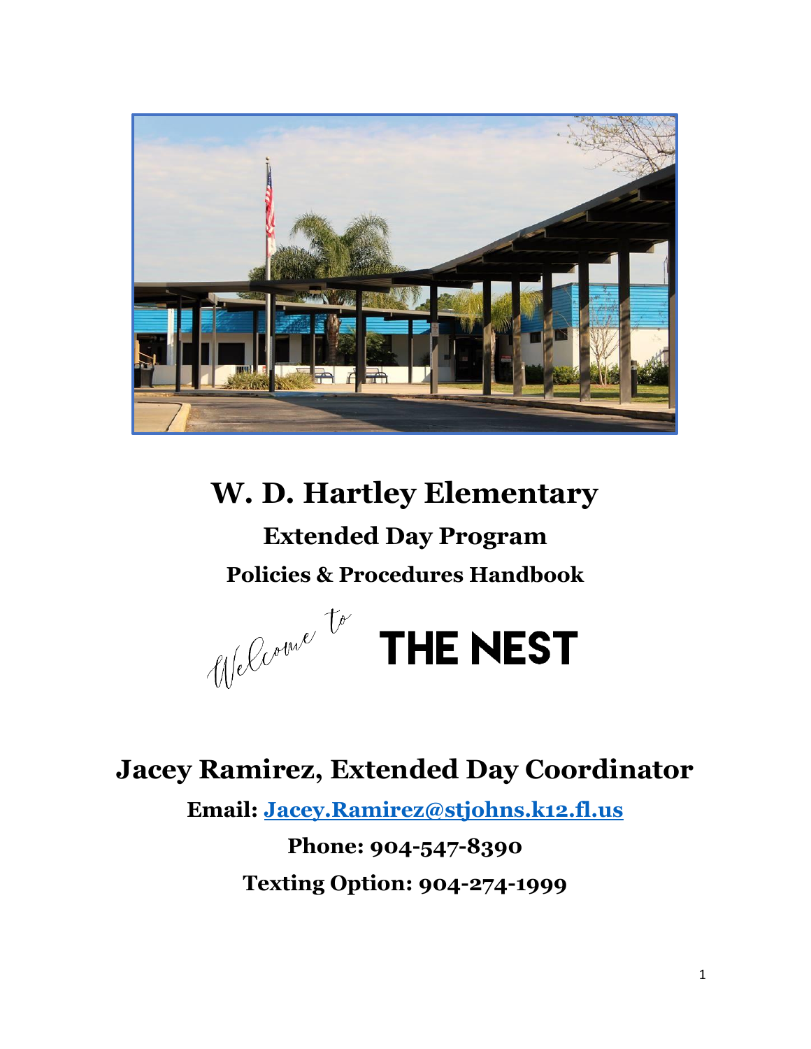# W. D. Hartley Elementary

## Extended Day Program

### Policies & Procedures Handbook

*Welcome to* **THE NEST**

## Jacey Ramirez, Extended Day Coordinator

**Email: Jacey.Ramirez@stjohns.k12.fl.us**

**Phone: 904-547-8390**

**Texting Option: 904-274-1999**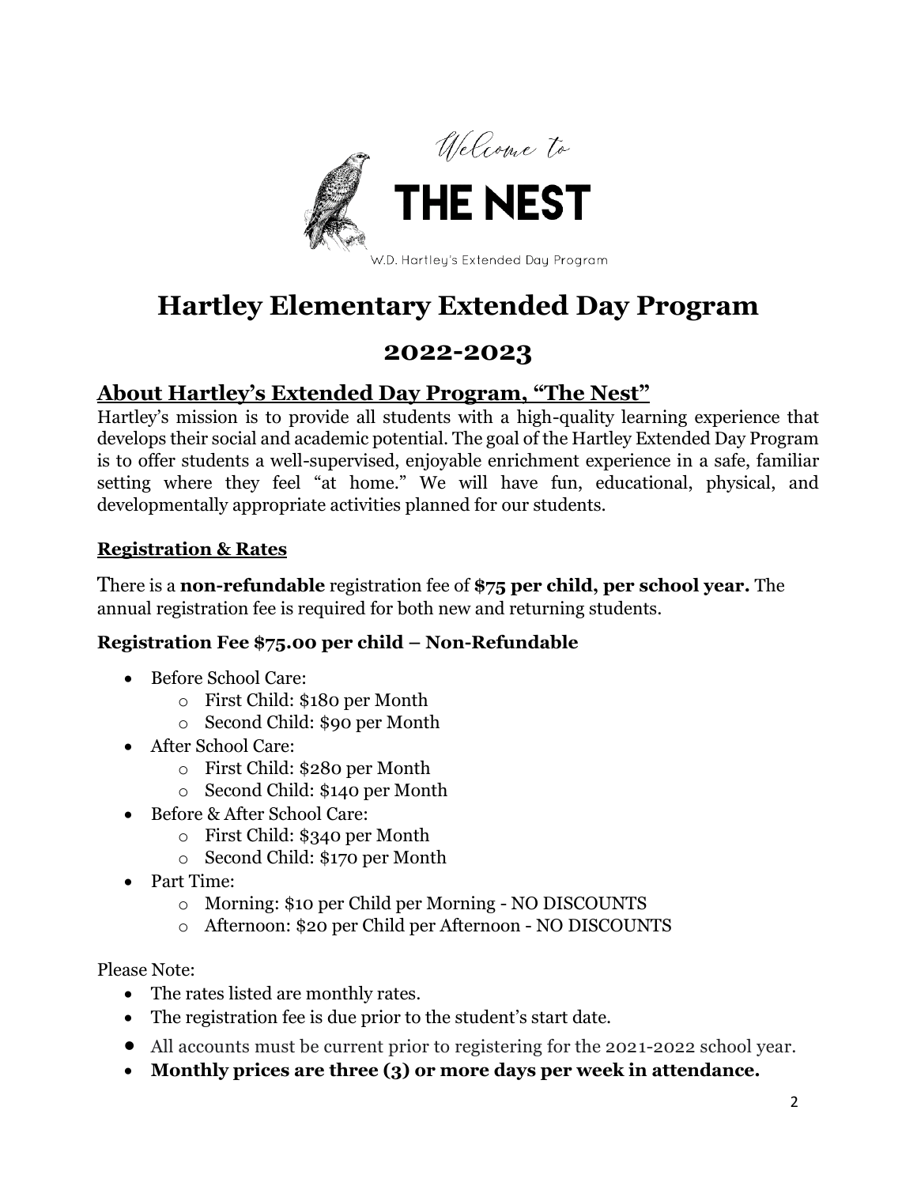Welcome to

# THE NEST

W.D. Hartley's Extended Day Program

# Hartley Elementary Extended Day Program

## 2022-2023

## About Hartley's Extended Day Program, "The Nest"

Hartley's mission is to provide all students with a high-quality learning experience that develops their social and academic potential. The goal of the Hartley Extended Day Program is to offer students a well-supervised, enjoyable enrichment experience in a safe, familiar setting where they feel "at home." We will have fun, educational, physical, and developmentally appropriate activities planned for our students.

### Registration & Rates

There is a **non-refundable** registration fee of **$75 per child, per school year.** The annual registration fee is required for both new and returning students.

**Registration Fee $75.00 per child – Non-Refundable**

- Before School Care:
  - First Child: $180 per Month
  - Second Child: $90 per Month
- After School Care:
  - First Child: $280 per Month
  - Second Child: $140 per Month
- Before & After School Care:
  - First Child: $340 per Month
  - Second Child: $170 per Month
- Part Time:
  - Morning: $10 per Child per Morning - NO DISCOUNTS
  - Afternoon: $20 per Child per Afternoon - NO DISCOUNTS

Please Note:

- The rates listed are monthly rates.
- The registration fee is due prior to the student's start date.
- All accounts must be current prior to registering for the 2021-2022 school year.
- **Monthly prices are three (3) or more days per week in attendance.**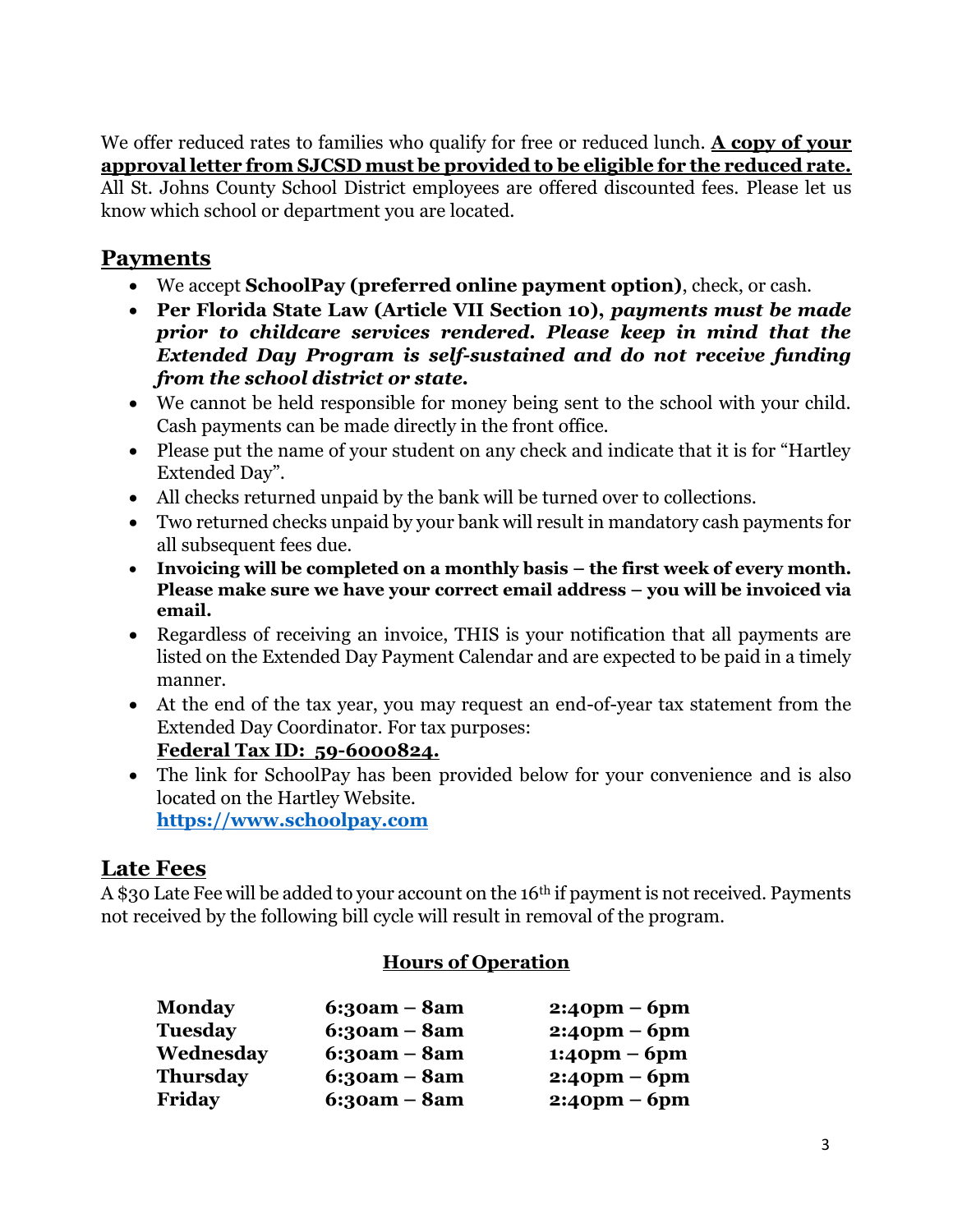We offer reduced rates to families who qualify for free or reduced lunch. **A copy of your approval letter from SJCSD must be provided to be eligible for the reduced rate.** All St. Johns County School District employees are offered discounted fees. Please let us know which school or department you are located.

## Payments

- We accept **SchoolPay (preferred online payment option)**, check, or cash.
- **Per Florida State Law (Article VII Section 10),** ***payments must be made prior to childcare services rendered. Please keep in mind that the Extended Day Program is self-sustained and do not receive funding from the school district or state.***
- We cannot be held responsible for money being sent to the school with your child. Cash payments can be made directly in the front office.
- Please put the name of your student on any check and indicate that it is for "Hartley Extended Day".
- All checks returned unpaid by the bank will be turned over to collections.
- Two returned checks unpaid by your bank will result in mandatory cash payments for all subsequent fees due.
- **Invoicing will be completed on a monthly basis – the first week of every month. Please make sure we have your correct email address – you will be invoiced via email.**
- Regardless of receiving an invoice, THIS is your notification that all payments are listed on the Extended Day Payment Calendar and are expected to be paid in a timely manner.
- At the end of the tax year, you may request an end-of-year tax statement from the Extended Day Coordinator. For tax purposes:
  **Federal Tax ID: 59-6000824.**
- The link for SchoolPay has been provided below for your convenience and is also located on the Hartley Website.
  **https://www.schoolpay.com**

## Late Fees

A $30 Late Fee will be added to your account on the 16th if payment is not received. Payments not received by the following bill cycle will result in removal of the program.

### Hours of Operation

| | | |
|---|---|---|
| **Monday** | **6:30am – 8am** | **2:40pm – 6pm** |
| **Tuesday** | **6:30am – 8am** | **2:40pm – 6pm** |
| **Wednesday** | **6:30am – 8am** | **1:40pm – 6pm** |
| **Thursday** | **6:30am – 8am** | **2:40pm – 6pm** |
| **Friday** | **6:30am – 8am** | **2:40pm – 6pm** |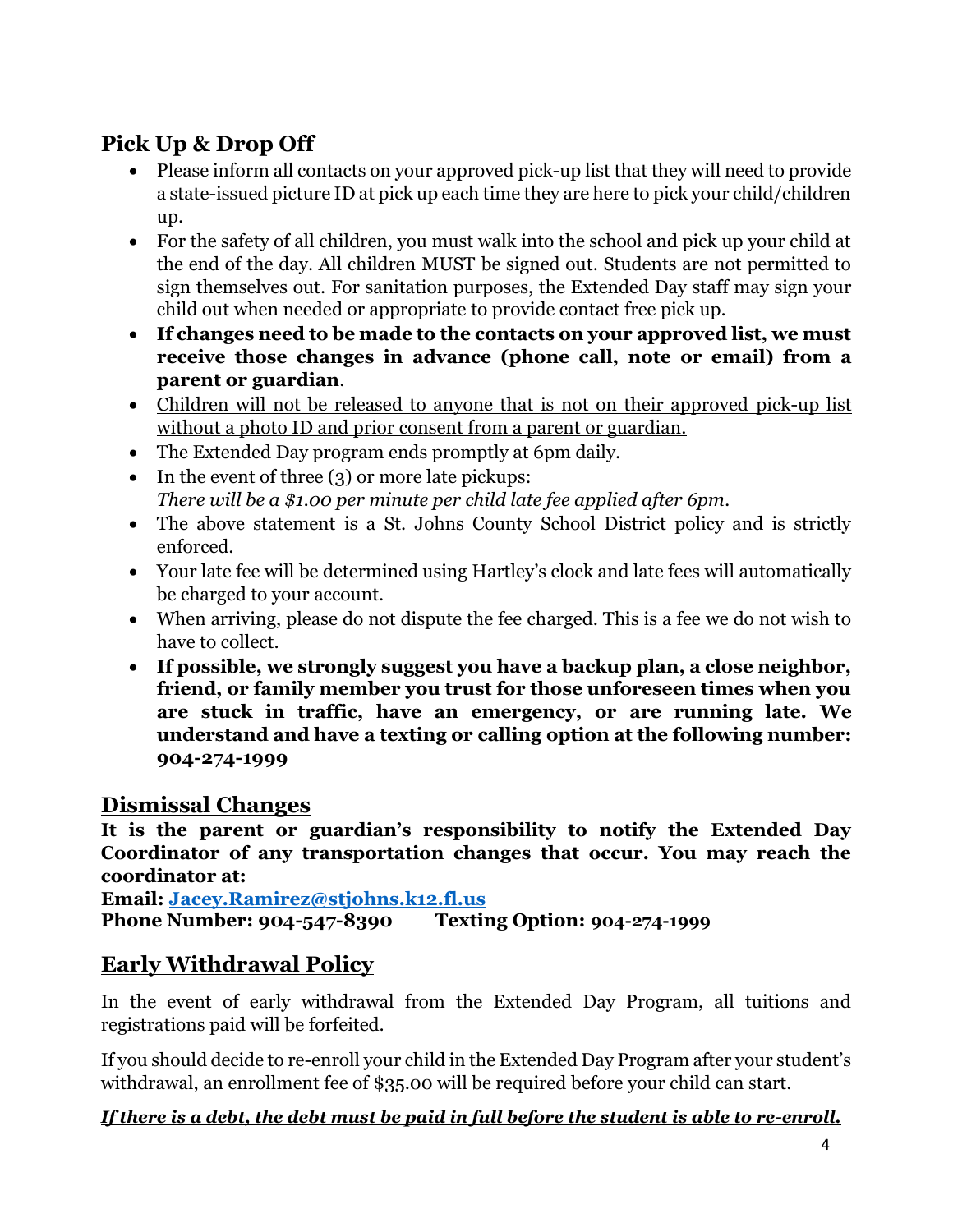## Pick Up & Drop Off

- Please inform all contacts on your approved pick-up list that they will need to provide a state-issued picture ID at pick up each time they are here to pick your child/children up.
- For the safety of all children, you must walk into the school and pick up your child at the end of the day. All children MUST be signed out. Students are not permitted to sign themselves out. For sanitation purposes, the Extended Day staff may sign your child out when needed or appropriate to provide contact free pick up.
- **If changes need to be made to the contacts on your approved list, we must receive those changes in advance (phone call, note or email) from a parent or guardian**.
- <u>Children will not be released to anyone that is not on their approved pick-up list without a photo ID and prior consent from a parent or guardian.</u>
- The Extended Day program ends promptly at 6pm daily.
- In the event of three (3) or more late pickups:
  <u>*There will be a $1.00 per minute per child late fee applied after 6pm.*</u>
- The above statement is a St. Johns County School District policy and is strictly enforced.
- Your late fee will be determined using Hartley's clock and late fees will automatically be charged to your account.
- When arriving, please do not dispute the fee charged. This is a fee we do not wish to have to collect.
- **If possible, we strongly suggest you have a backup plan, a close neighbor, friend, or family member you trust for those unforeseen times when you are stuck in traffic, have an emergency, or are running late. We understand and have a texting or calling option at the following number: 904-274-1999**

## Dismissal Changes

**It is the parent or guardian's responsibility to notify the Extended Day Coordinator of any transportation changes that occur. You may reach the coordinator at:**

**Email: [Jacey.Ramirez@stjohns.k12.fl.us](mailto:Jacey.Ramirez@stjohns.k12.fl.us)**
**Phone Number: 904-547-8390 Texting Option: 904-274-1999**

## Early Withdrawal Policy

In the event of early withdrawal from the Extended Day Program, all tuitions and registrations paid will be forfeited.

If you should decide to re-enroll your child in the Extended Day Program after your student's withdrawal, an enrollment fee of $35.00 will be required before your child can start.

<u>***If there is a debt, the debt must be paid in full before the student is able to re-enroll.***</u>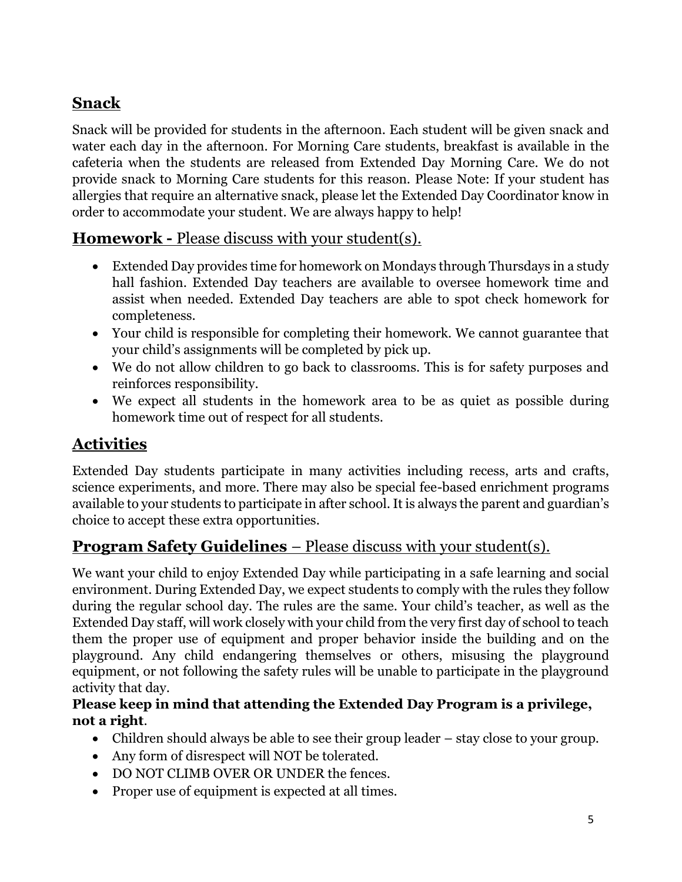## **Snack**

Snack will be provided for students in the afternoon. Each student will be given snack and water each day in the afternoon. For Morning Care students, breakfast is available in the cafeteria when the students are released from Extended Day Morning Care. We do not provide snack to Morning Care students for this reason. Please Note: If your student has allergies that require an alternative snack, please let the Extended Day Coordinator know in order to accommodate your student. We are always happy to help!

## **Homework -** Please discuss with your student(s).

- Extended Day provides time for homework on Mondays through Thursdays in a study hall fashion. Extended Day teachers are available to oversee homework time and assist when needed. Extended Day teachers are able to spot check homework for completeness.
- Your child is responsible for completing their homework. We cannot guarantee that your child's assignments will be completed by pick up.
- We do not allow children to go back to classrooms. This is for safety purposes and reinforces responsibility.
- We expect all students in the homework area to be as quiet as possible during homework time out of respect for all students.

## **Activities**

Extended Day students participate in many activities including recess, arts and crafts, science experiments, and more. There may also be special fee-based enrichment programs available to your students to participate in after school. It is always the parent and guardian's choice to accept these extra opportunities.

## **Program Safety Guidelines** – Please discuss with your student(s).

We want your child to enjoy Extended Day while participating in a safe learning and social environment. During Extended Day, we expect students to comply with the rules they follow during the regular school day. The rules are the same. Your child's teacher, as well as the Extended Day staff, will work closely with your child from the very first day of school to teach them the proper use of equipment and proper behavior inside the building and on the playground. Any child endangering themselves or others, misusing the playground equipment, or not following the safety rules will be unable to participate in the playground activity that day.

**Please keep in mind that attending the Extended Day Program is a privilege, not a right**.

- Children should always be able to see their group leader – stay close to your group.
- Any form of disrespect will NOT be tolerated.
- DO NOT CLIMB OVER OR UNDER the fences.
- Proper use of equipment is expected at all times.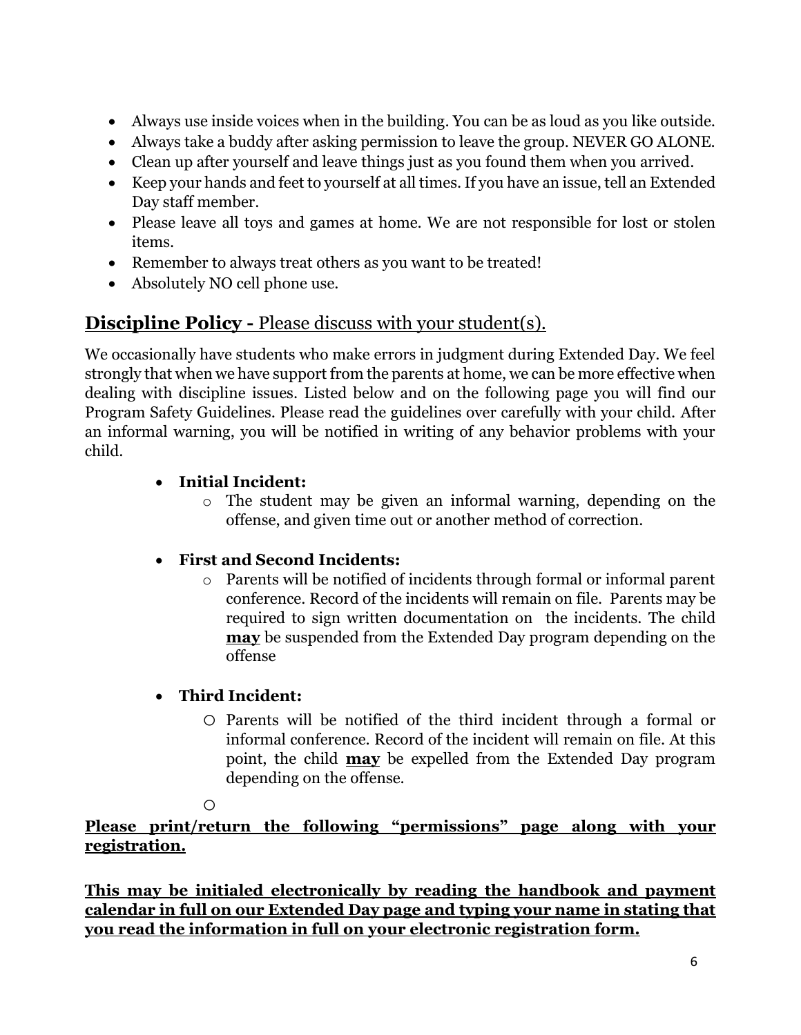- Always use inside voices when in the building. You can be as loud as you like outside.
- Always take a buddy after asking permission to leave the group. NEVER GO ALONE.
- Clean up after yourself and leave things just as you found them when you arrived.
- Keep your hands and feet to yourself at all times. If you have an issue, tell an Extended Day staff member.
- Please leave all toys and games at home. We are not responsible for lost or stolen items.
- Remember to always treat others as you want to be treated!
- Absolutely NO cell phone use.

## Discipline Policy - Please discuss with your student(s).

We occasionally have students who make errors in judgment during Extended Day. We feel strongly that when we have support from the parents at home, we can be more effective when dealing with discipline issues. Listed below and on the following page you will find our Program Safety Guidelines. Please read the guidelines over carefully with your child. After an informal warning, you will be notified in writing of any behavior problems with your child.

- **Initial Incident:**
  - The student may be given an informal warning, depending on the offense, and given time out or another method of correction.

- **First and Second Incidents:**
  - Parents will be notified of incidents through formal or informal parent conference. Record of the incidents will remain on file. Parents may be required to sign written documentation on the incidents. The child **may** be suspended from the Extended Day program depending on the offense

- **Third Incident:**
  - Parents will be notified of the third incident through a formal or informal conference. Record of the incident will remain on file. At this point, the child **may** be expelled from the Extended Day program depending on the offense.

**Please print/return the following "permissions" page along with your registration.**

**This may be initialed electronically by reading the handbook and payment calendar in full on our Extended Day page and typing your name in stating that you read the information in full on your electronic registration form.**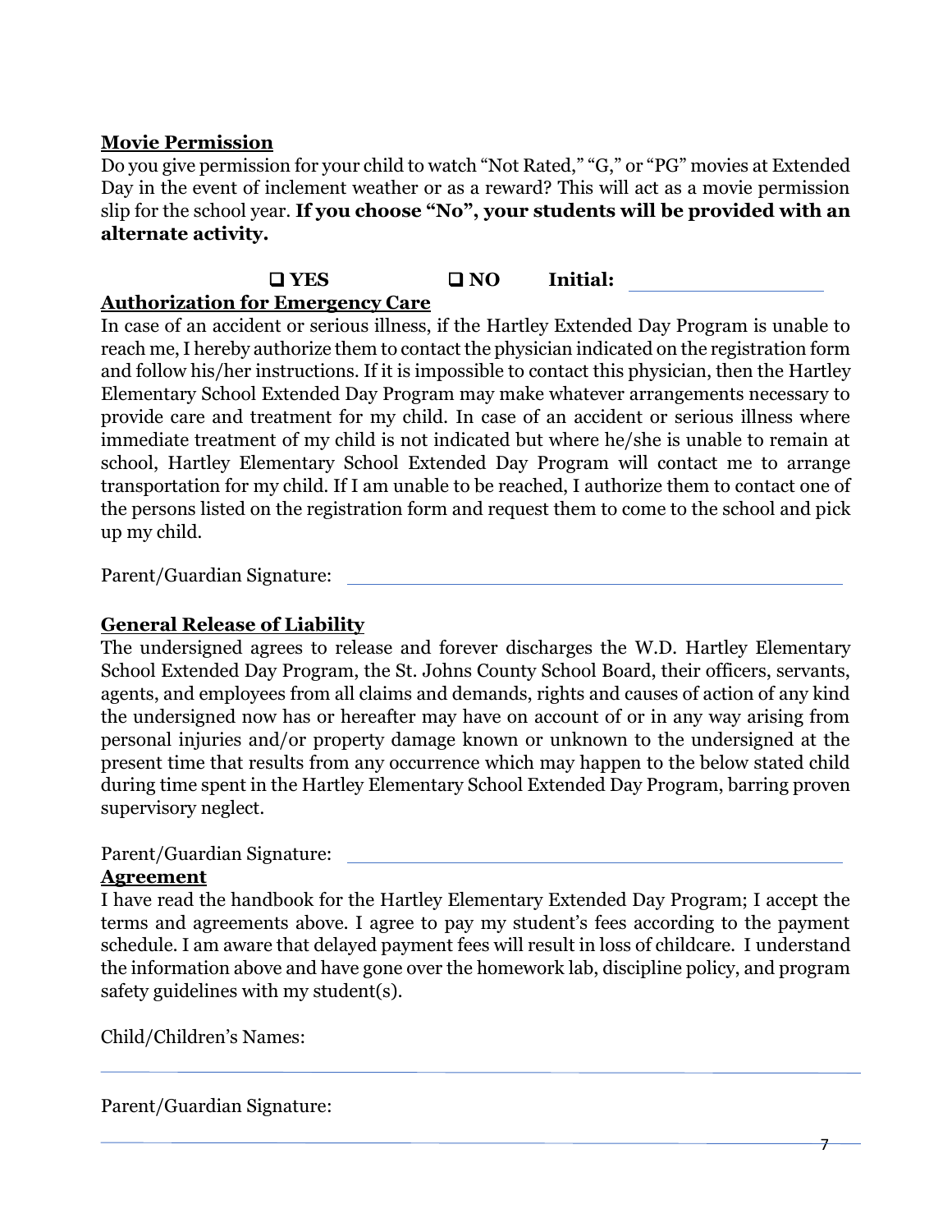**Movie Permission**

Do you give permission for your child to watch "Not Rated," "G," or "PG" movies at Extended Day in the event of inclement weather or as a reward? This will act as a movie permission slip for the school year. **If you choose "No", your students will be provided with an alternate activity.**

❑ **YES** ❑ **NO** **Initial:** \_\_\_\_\_\_\_\_\_\_\_\_\_\_\_\_

**Authorization for Emergency Care**

In case of an accident or serious illness, if the Hartley Extended Day Program is unable to reach me, I hereby authorize them to contact the physician indicated on the registration form and follow his/her instructions. If it is impossible to contact this physician, then the Hartley Elementary School Extended Day Program may make whatever arrangements necessary to provide care and treatment for my child. In case of an accident or serious illness where immediate treatment of my child is not indicated but where he/she is unable to remain at school, Hartley Elementary School Extended Day Program will contact me to arrange transportation for my child. If I am unable to be reached, I authorize them to contact one of the persons listed on the registration form and request them to come to the school and pick up my child.

Parent/Guardian Signature: \_\_\_\_\_\_\_\_\_\_\_\_\_\_\_\_\_\_\_\_\_\_\_\_\_\_\_\_\_\_\_\_\_\_\_\_\_\_\_\_

**General Release of Liability**

The undersigned agrees to release and forever discharges the W.D. Hartley Elementary School Extended Day Program, the St. Johns County School Board, their officers, servants, agents, and employees from all claims and demands, rights and causes of action of any kind the undersigned now has or hereafter may have on account of or in any way arising from personal injuries and/or property damage known or unknown to the undersigned at the present time that results from any occurrence which may happen to the below stated child during time spent in the Hartley Elementary School Extended Day Program, barring proven supervisory neglect.

Parent/Guardian Signature: \_\_\_\_\_\_\_\_\_\_\_\_\_\_\_\_\_\_\_\_\_\_\_\_\_\_\_\_\_\_\_\_\_\_\_\_\_\_\_\_

**Agreement**

I have read the handbook for the Hartley Elementary Extended Day Program; I accept the terms and agreements above. I agree to pay my student's fees according to the payment schedule. I am aware that delayed payment fees will result in loss of childcare. I understand the information above and have gone over the homework lab, discipline policy, and program safety guidelines with my student(s).

Child/Children's Names:

\_\_\_\_\_\_\_\_\_\_\_\_\_\_\_\_\_\_\_\_\_\_\_\_\_\_\_\_\_\_\_\_\_\_\_\_\_\_\_\_\_\_\_\_\_\_\_\_\_\_\_\_\_\_\_\_\_\_\_\_

Parent/Guardian Signature:

\_\_\_\_\_\_\_\_\_\_\_\_\_\_\_\_\_\_\_\_\_\_\_\_\_\_\_\_\_\_\_\_\_\_\_\_\_\_\_\_\_\_\_\_\_\_\_\_\_\_\_\_\_\_\_\_\_\_\_\_